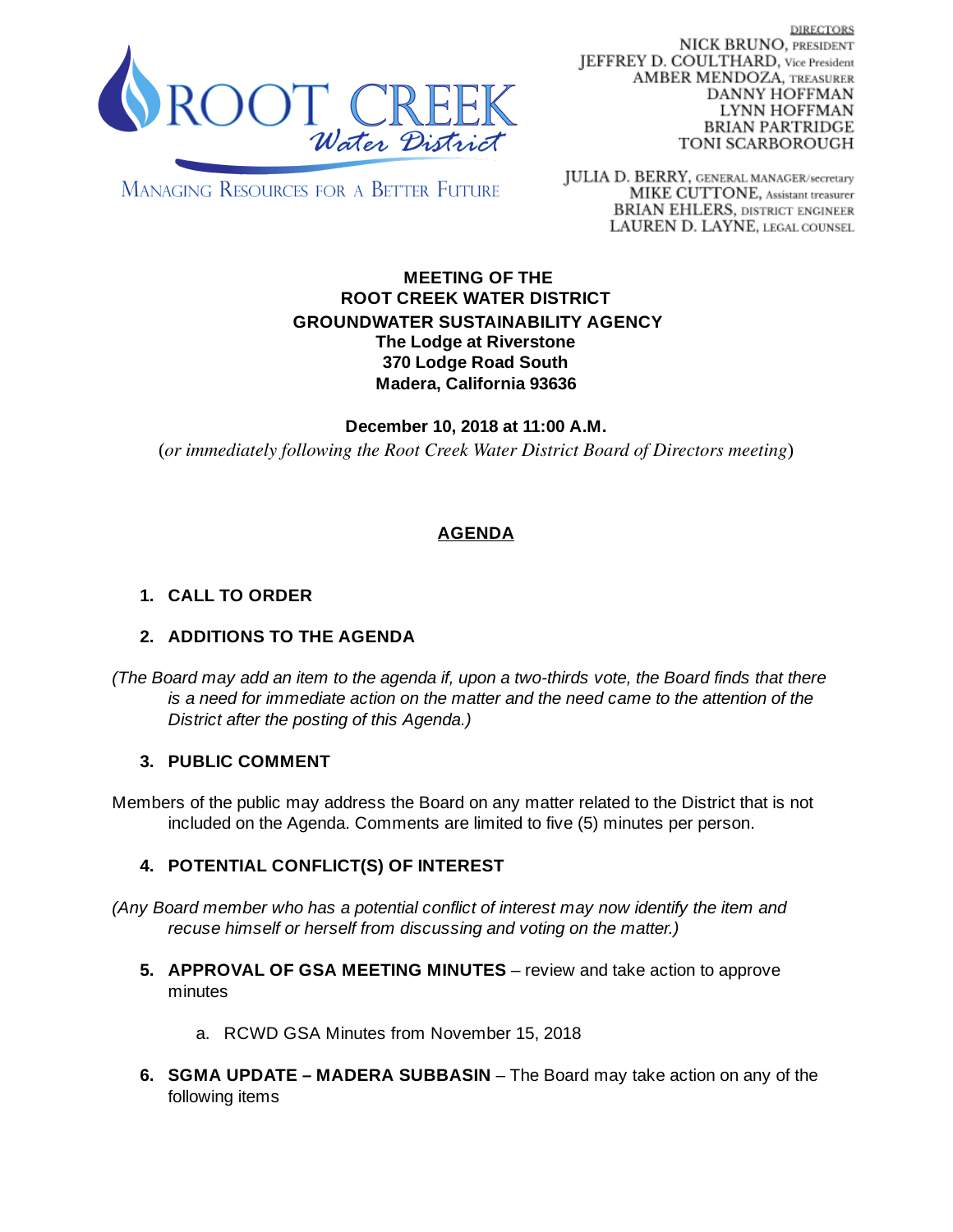ROOT CREEK Water District

MANAGING RESOURCES FOR A BETTER FUTURE

DIRECTORS
NICK BRUNO, PRESIDENT
JEFFREY D. COULTHARD, Vice President
AMBER MENDOZA, TREASURER
DANNY HOFFMAN
LYNN HOFFMAN
BRIAN PARTRIDGE
TONI SCARBOROUGH

JULIA D. BERRY, GENERAL MANAGER/secretary
MIKE CUTTONE, Assistant treasurer
BRIAN EHLERS, DISTRICT ENGINEER
LAUREN D. LAYNE, LEGAL COUNSEL

**MEETING OF THE**
**ROOT CREEK WATER DISTRICT**
**GROUNDWATER SUSTAINABILITY AGENCY**
**The Lodge at Riverstone**
**370 Lodge Road South**
**Madera, California 93636**

**December 10, 2018 at 11:00 A.M.**
(*or immediately following the Root Creek Water District Board of Directors meeting*)

## AGENDA

1. **CALL TO ORDER**

2. **ADDITIONS TO THE AGENDA**

*(The Board may add an item to the agenda if, upon a two-thirds vote, the Board finds that there is a need for immediate action on the matter and the need came to the attention of the District after the posting of this Agenda.)*

3. **PUBLIC COMMENT**

Members of the public may address the Board on any matter related to the District that is not included on the Agenda. Comments are limited to five (5) minutes per person.

4. **POTENTIAL CONFLICT(S) OF INTEREST**

*(Any Board member who has a potential conflict of interest may now identify the item and recuse himself or herself from discussing and voting on the matter.)*

5. **APPROVAL OF GSA MEETING MINUTES** – review and take action to approve minutes

   a. RCWD GSA Minutes from November 15, 2018

6. **SGMA UPDATE – MADERA SUBBASIN** – The Board may take action on any of the following items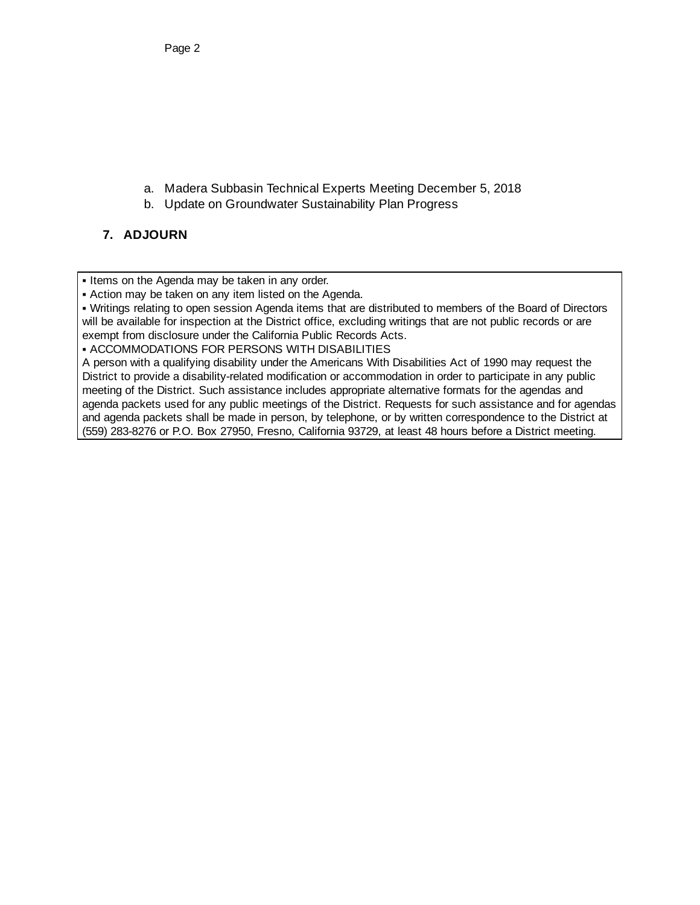a. Madera Subbasin Technical Experts Meeting December 5, 2018
b. Update on Groundwater Sustainability Plan Progress

**7. ADJOURN**

▪ Items on the Agenda may be taken in any order.
▪ Action may be taken on any item listed on the Agenda.
▪ Writings relating to open session Agenda items that are distributed to members of the Board of Directors will be available for inspection at the District office, excluding writings that are not public records or are exempt from disclosure under the California Public Records Acts.
▪ ACCOMMODATIONS FOR PERSONS WITH DISABILITIES
A person with a qualifying disability under the Americans With Disabilities Act of 1990 may request the District to provide a disability-related modification or accommodation in order to participate in any public meeting of the District. Such assistance includes appropriate alternative formats for the agendas and agenda packets used for any public meetings of the District. Requests for such assistance and for agendas and agenda packets shall be made in person, by telephone, or by written correspondence to the District at (559) 283-8276 or P.O. Box 27950, Fresno, California 93729, at least 48 hours before a District meeting.